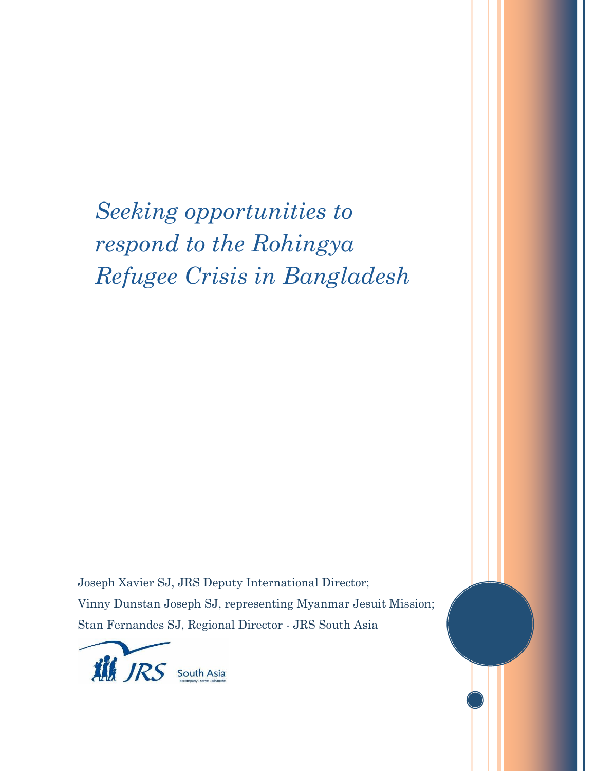# *Seeking opportunities to respond to the Rohingya Refugee Crisis in Bangladesh*

Joseph Xavier SJ, JRS Deputy International Director;

Vinny Dunstan Joseph SJ, representing Myanmar Jesuit Mission;

Stan Fernandes SJ, Regional Director - JRS South Asia

JRS South Asia

accompany · serve · advocate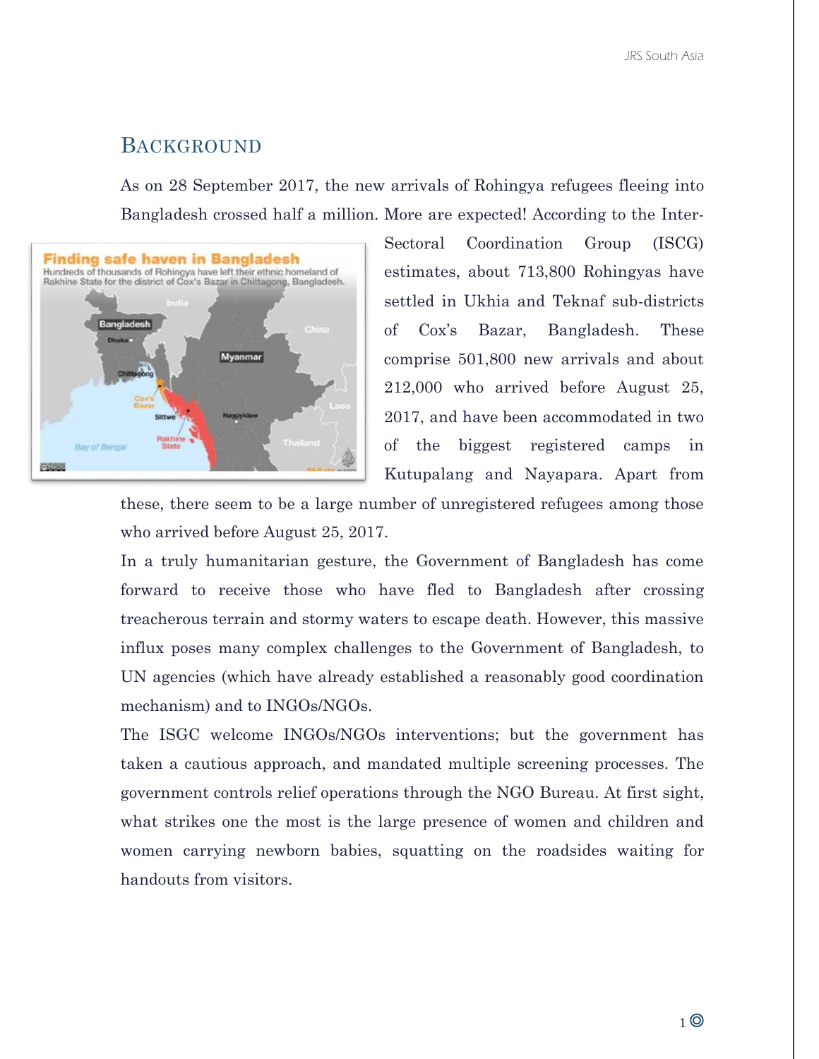## Background

As on 28 September 2017, the new arrivals of Rohingya refugees fleeing into Bangladesh crossed half a million. More are expected! According to the Inter-Sectoral Coordination Group (ISCG) estimates, about 713,800 Rohingyas have settled in Ukhia and Teknaf sub-districts of Cox's Bazar, Bangladesh. These comprise 501,800 new arrivals and about 212,000 who arrived before August 25, 2017, and have been accommodated in two of the biggest registered camps in Kutupalang and Nayapara. Apart from these, there seem to be a large number of unregistered refugees among those who arrived before August 25, 2017.

In a truly humanitarian gesture, the Government of Bangladesh has come forward to receive those who have fled to Bangladesh after crossing treacherous terrain and stormy waters to escape death. However, this massive influx poses many complex challenges to the Government of Bangladesh, to UN agencies (which have already established a reasonably good coordination mechanism) and to INGOs/NGOs.

The ISGC welcome INGOs/NGOs interventions; but the government has taken a cautious approach, and mandated multiple screening processes. The government controls relief operations through the NGO Bureau. At first sight, what strikes one the most is the large presence of women and children and women carrying newborn babies, squatting on the roadsides waiting for handouts from visitors.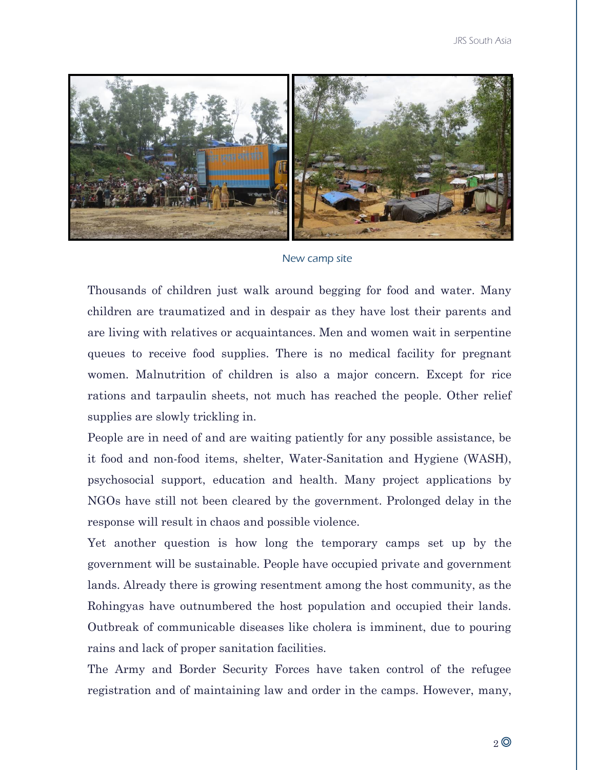New camp site

Thousands of children just walk around begging for food and water. Many children are traumatized and in despair as they have lost their parents and are living with relatives or acquaintances. Men and women wait in serpentine queues to receive food supplies. There is no medical facility for pregnant women. Malnutrition of children is also a major concern. Except for rice rations and tarpaulin sheets, not much has reached the people. Other relief supplies are slowly trickling in.

People are in need of and are waiting patiently for any possible assistance, be it food and non-food items, shelter, Water-Sanitation and Hygiene (WASH), psychosocial support, education and health. Many project applications by NGOs have still not been cleared by the government. Prolonged delay in the response will result in chaos and possible violence.

Yet another question is how long the temporary camps set up by the government will be sustainable. People have occupied private and government lands. Already there is growing resentment among the host community, as the Rohingyas have outnumbered the host population and occupied their lands. Outbreak of communicable diseases like cholera is imminent, due to pouring rains and lack of proper sanitation facilities.

The Army and Border Security Forces have taken control of the refugee registration and of maintaining law and order in the camps. However, many,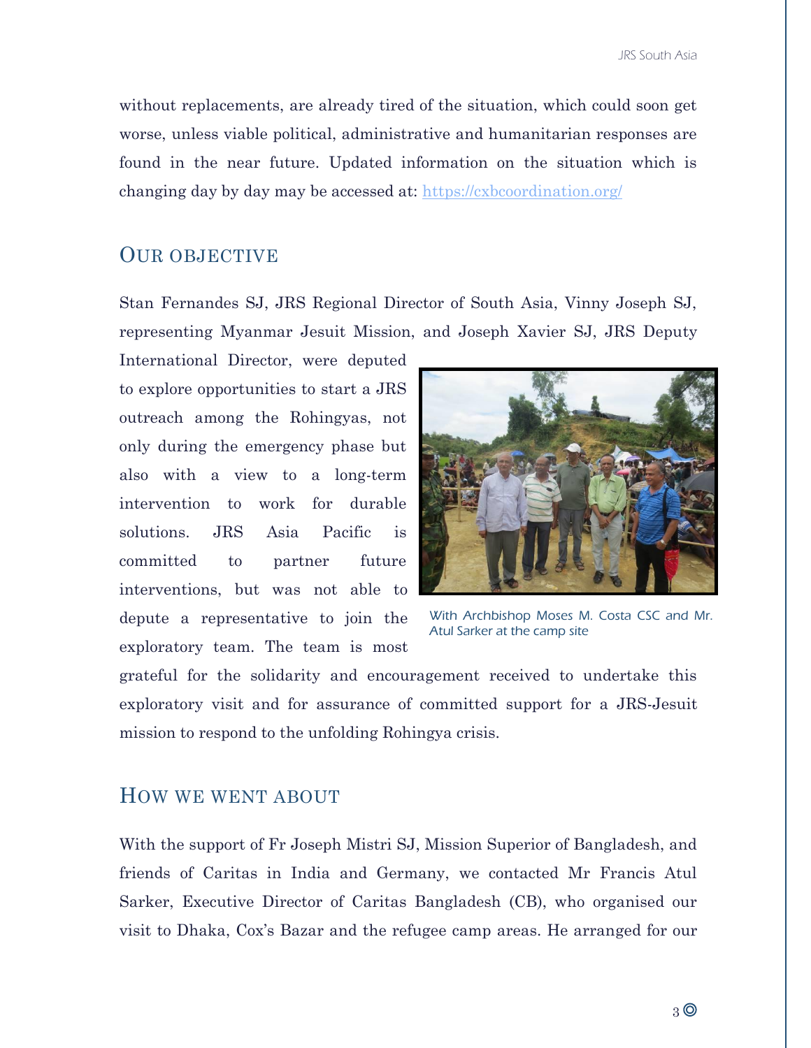without replacements, are already tired of the situation, which could soon get worse, unless viable political, administrative and humanitarian responses are found in the near future. Updated information on the situation which is changing day by day may be accessed at: [https://cxbcoordination.org/](https://cxbcoordination.org/)

## Our objective

Stan Fernandes SJ, JRS Regional Director of South Asia, Vinny Joseph SJ, representing Myanmar Jesuit Mission, and Joseph Xavier SJ, JRS Deputy International Director, were deputed to explore opportunities to start a JRS outreach among the Rohingyas, not only during the emergency phase but also with a view to a long-term intervention to work for durable solutions. JRS Asia Pacific is committed to partner future interventions, but was not able to depute a representative to join the exploratory team. The team is most grateful for the solidarity and encouragement received to undertake this exploratory visit and for assurance of committed support for a JRS-Jesuit mission to respond to the unfolding Rohingya crisis.

*With Archbishop Moses M. Costa CSC and Mr. Atul Sarker at the camp site*

## How we went about

With the support of Fr Joseph Mistri SJ, Mission Superior of Bangladesh, and friends of Caritas in India and Germany, we contacted Mr Francis Atul Sarker, Executive Director of Caritas Bangladesh (CB), who organised our visit to Dhaka, Cox's Bazar and the refugee camp areas. He arranged for our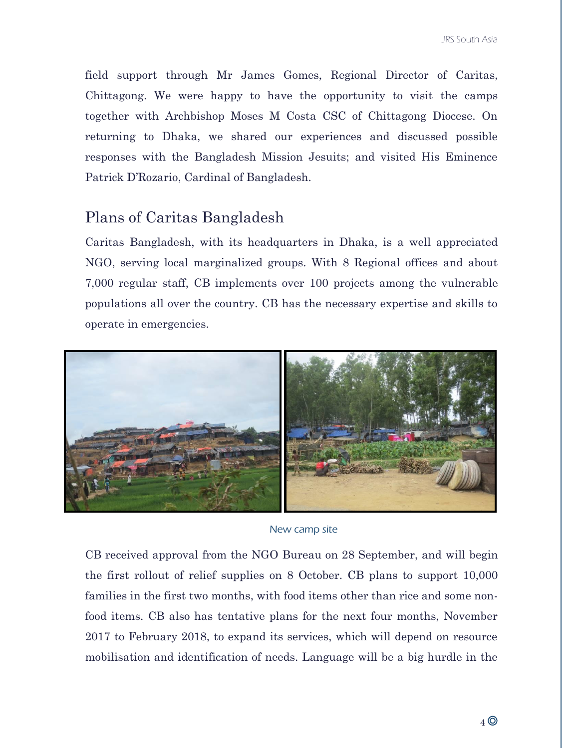field support through Mr James Gomes, Regional Director of Caritas, Chittagong. We were happy to have the opportunity to visit the camps together with Archbishop Moses M Costa CSC of Chittagong Diocese. On returning to Dhaka, we shared our experiences and discussed possible responses with the Bangladesh Mission Jesuits; and visited His Eminence Patrick D'Rozario, Cardinal of Bangladesh.

## Plans of Caritas Bangladesh

Caritas Bangladesh, with its headquarters in Dhaka, is a well appreciated NGO, serving local marginalized groups. With 8 Regional offices and about 7,000 regular staff, CB implements over 100 projects among the vulnerable populations all over the country. CB has the necessary expertise and skills to operate in emergencies.

New camp site

CB received approval from the NGO Bureau on 28 September, and will begin the first rollout of relief supplies on 8 October. CB plans to support 10,000 families in the first two months, with food items other than rice and some non-food items. CB also has tentative plans for the next four months, November 2017 to February 2018, to expand its services, which will depend on resource mobilisation and identification of needs. Language will be a big hurdle in the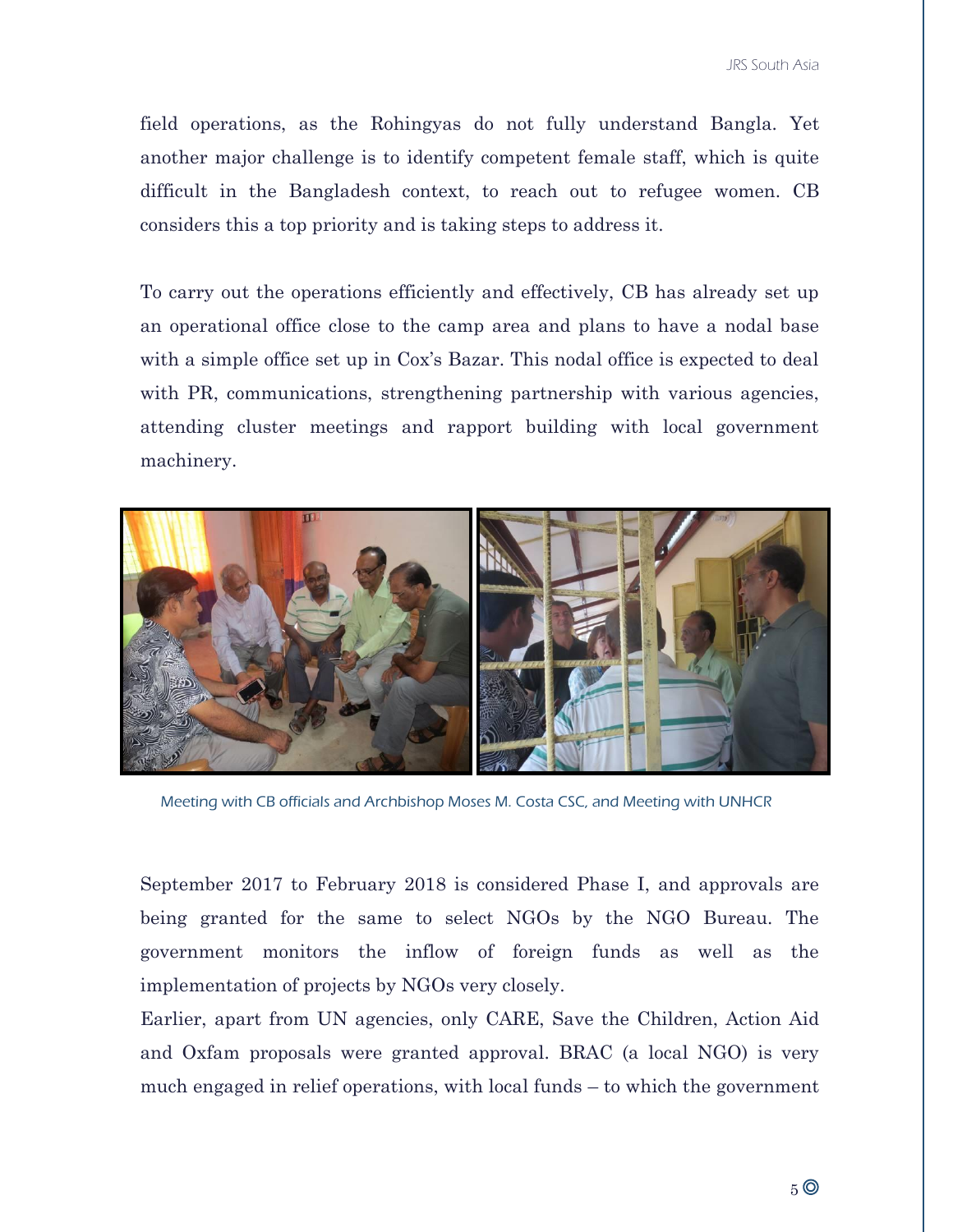field operations, as the Rohingyas do not fully understand Bangla. Yet another major challenge is to identify competent female staff, which is quite difficult in the Bangladesh context, to reach out to refugee women. CB considers this a top priority and is taking steps to address it.

To carry out the operations efficiently and effectively, CB has already set up an operational office close to the camp area and plans to have a nodal base with a simple office set up in Cox's Bazar. This nodal office is expected to deal with PR, communications, strengthening partnership with various agencies, attending cluster meetings and rapport building with local government machinery.

Meeting with CB officials and Archbishop Moses M. Costa CSC, and Meeting with UNHCR

September 2017 to February 2018 is considered Phase I, and approvals are being granted for the same to select NGOs by the NGO Bureau. The government monitors the inflow of foreign funds as well as the implementation of projects by NGOs very closely.

Earlier, apart from UN agencies, only CARE, Save the Children, Action Aid and Oxfam proposals were granted approval. BRAC (a local NGO) is very much engaged in relief operations, with local funds – to which the government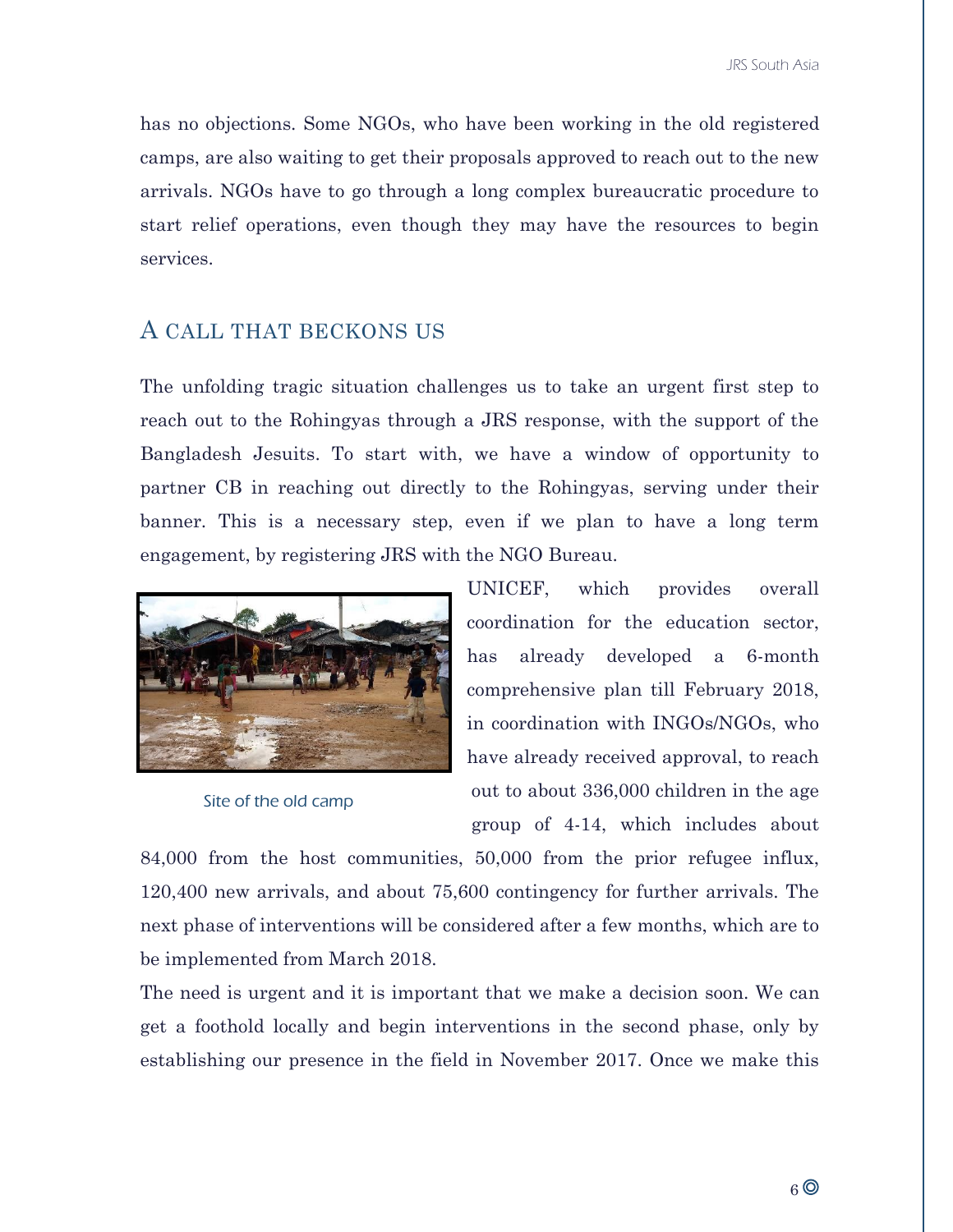has no objections. Some NGOs, who have been working in the old registered camps, are also waiting to get their proposals approved to reach out to the new arrivals. NGOs have to go through a long complex bureaucratic procedure to start relief operations, even though they may have the resources to begin services.

## A CALL THAT BECKONS US

The unfolding tragic situation challenges us to take an urgent first step to reach out to the Rohingyas through a JRS response, with the support of the Bangladesh Jesuits. To start with, we have a window of opportunity to partner CB in reaching out directly to the Rohingyas, serving under their banner. This is a necessary step, even if we plan to have a long term engagement, by registering JRS with the NGO Bureau.

Site of the old camp

UNICEF, which provides overall coordination for the education sector, has already developed a 6-month comprehensive plan till February 2018, in coordination with INGOs/NGOs, who have already received approval, to reach out to about 336,000 children in the age group of 4-14, which includes about 84,000 from the host communities, 50,000 from the prior refugee influx, 120,400 new arrivals, and about 75,600 contingency for further arrivals. The next phase of interventions will be considered after a few months, which are to be implemented from March 2018.

The need is urgent and it is important that we make a decision soon. We can get a foothold locally and begin interventions in the second phase, only by establishing our presence in the field in November 2017. Once we make this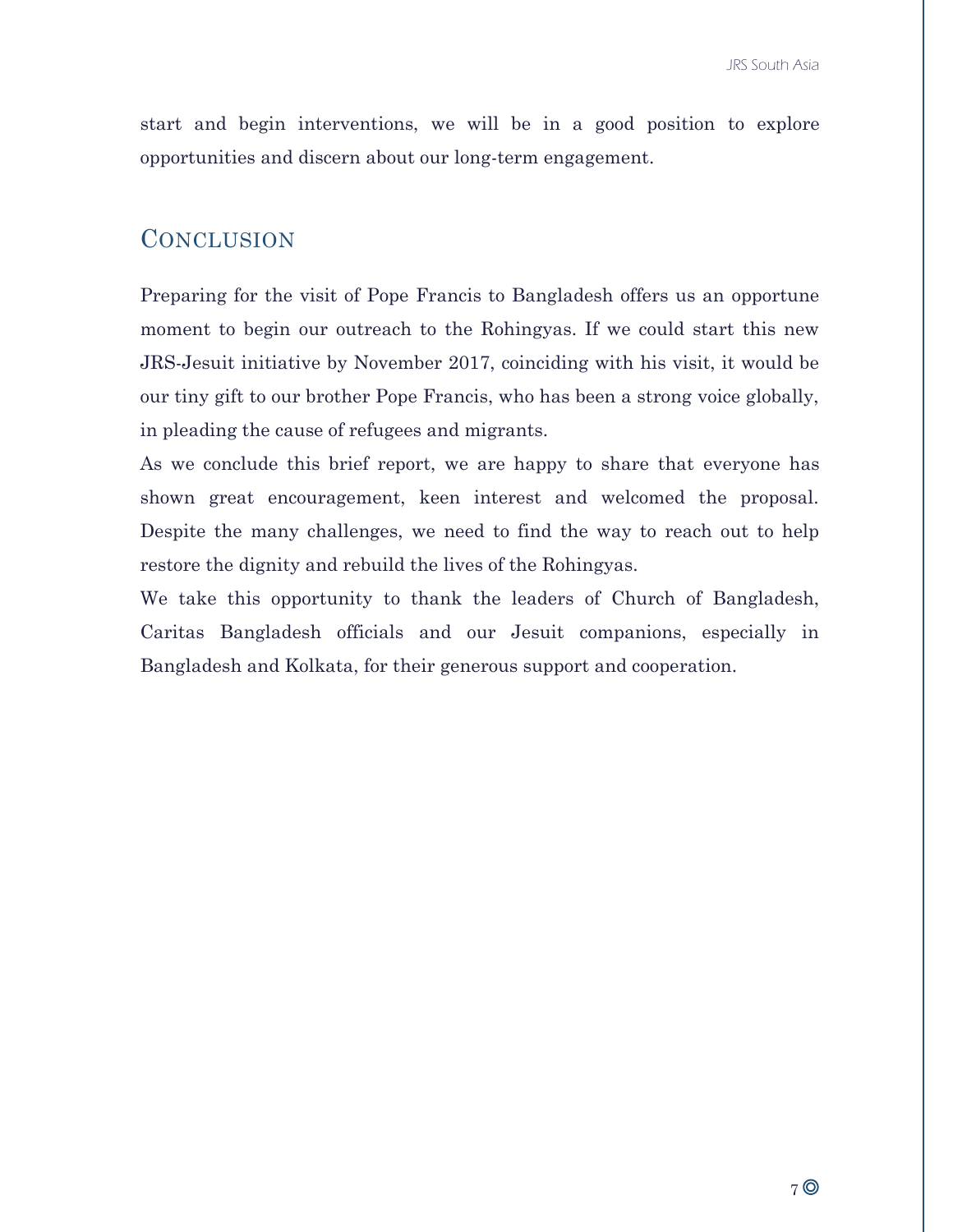start and begin interventions, we will be in a good position to explore opportunities and discern about our long-term engagement.

## Conclusion

Preparing for the visit of Pope Francis to Bangladesh offers us an opportune moment to begin our outreach to the Rohingyas. If we could start this new JRS-Jesuit initiative by November 2017, coinciding with his visit, it would be our tiny gift to our brother Pope Francis, who has been a strong voice globally, in pleading the cause of refugees and migrants.

As we conclude this brief report, we are happy to share that everyone has shown great encouragement, keen interest and welcomed the proposal. Despite the many challenges, we need to find the way to reach out to help restore the dignity and rebuild the lives of the Rohingyas.

We take this opportunity to thank the leaders of Church of Bangladesh, Caritas Bangladesh officials and our Jesuit companions, especially in Bangladesh and Kolkata, for their generous support and cooperation.